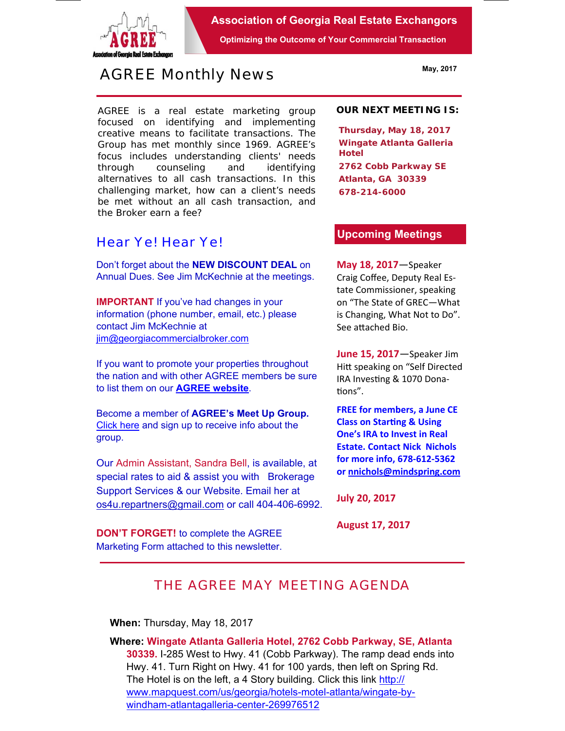# Association of Georgia Real Estate Exchangors

**Optimizing the Outcome of Your Commercial Transaction**

## AGREE Monthly News

**May, 2017**

AGREE is a real estate marketing group focused on identifying and implementing creative means to facilitate transactions. The Group has met monthly since 1969. AGREE's focus includes understanding clients' needs through counseling and identifying alternatives to all cash transactions. In this challenging market, how can a client's needs be met without an all cash transaction, and the Broker earn a fee?

## Hear Ye! Hear Ye!

Don't forget about the **NEW DISCOUNT DEAL** on Annual Dues. See Jim McKechnie at the meetings.

**IMPORTANT** If you've had changes in your information (phone number, email, etc.) please contact Jim McKechnie at jim@georgiacommercialbroker.com

If you want to promote your properties throughout the nation and with other AGREE members be sure to list them on our **AGREE website**.

Become a member of **AGREE's Meet Up Group.** Click here and sign up to receive info about the group.

Our Admin Assistant, Sandra Bell, is available, at special rates to aid & assist you with Brokerage Support Services & our Website. Email her at os4u.repartners@gmail.com or call 404-406-6992.

**DON'T FORGET!** to complete the AGREE Marketing Form attached to this newsletter.

### OUR NEXT MEETING IS:

**Thursday, May 18, 2017**
**Wingate Atlanta Galleria Hotel**
**2762 Cobb Parkway SE**
**Atlanta, GA 30339**
**678-214-6000**

### Upcoming Meetings

**May 18, 2017**—Speaker Craig Coffee, Deputy Real Estate Commissioner, speaking on "The State of GREC—What is Changing, What Not to Do". See attached Bio.

**June 15, 2017**—Speaker Jim Hitt speaking on "Self Directed IRA Investing & 1070 Donations".

**FREE for members, a June CE Class on Starting & Using One's IRA to Invest in Real Estate. Contact Nick Nichols for more info, 678-612-5362 or nnichols@mindspring.com**

**July 20, 2017**

**August 17, 2017**

## THE AGREE MAY MEETING AGENDA

**When:** Thursday, May 18, 2017

**Where:** **Wingate Atlanta Galleria Hotel, 2762 Cobb Parkway, SE, Atlanta 30339.** I-285 West to Hwy. 41 (Cobb Parkway). The ramp dead ends into Hwy. 41. Turn Right on Hwy. 41 for 100 yards, then left on Spring Rd. The Hotel is on the left, a 4 Story building. Click this link http://www.mapquest.com/us/georgia/hotels-motel-atlanta/wingate-by-windham-atlantagalleria-center-269976512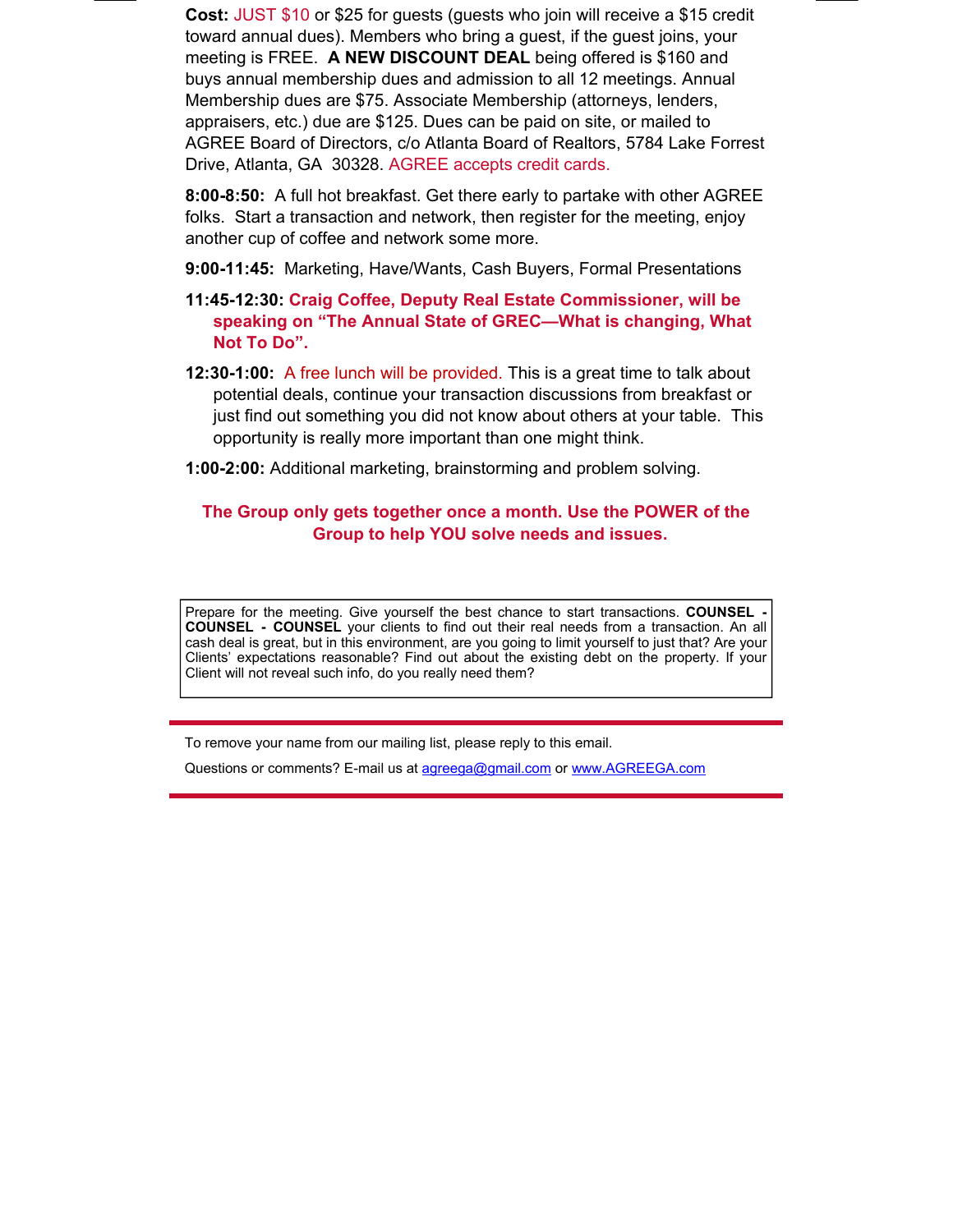**Cost:** JUST $10 or $25 for guests (guests who join will receive a $15 credit toward annual dues). Members who bring a guest, if the guest joins, your meeting is FREE. **A NEW DISCOUNT DEAL** being offered is $160 and buys annual membership dues and admission to all 12 meetings. Annual Membership dues are $75. Associate Membership (attorneys, lenders, appraisers, etc.) due are $125. Dues can be paid on site, or mailed to AGREE Board of Directors, c/o Atlanta Board of Realtors, 5784 Lake Forrest Drive, Atlanta, GA 30328. AGREE accepts credit cards.

**8:00-8:50:** A full hot breakfast. Get there early to partake with other AGREE folks. Start a transaction and network, then register for the meeting, enjoy another cup of coffee and network some more.

**9:00-11:45:** Marketing, Have/Wants, Cash Buyers, Formal Presentations

**11:45-12:30:** **Craig Coffee, Deputy Real Estate Commissioner, will be speaking on "The Annual State of GREC—What is changing, What Not To Do".**

**12:30-1:00:** A free lunch will be provided. This is a great time to talk about potential deals, continue your transaction discussions from breakfast or just find out something you did not know about others at your table. This opportunity is really more important than one might think.

**1:00-2:00:** Additional marketing, brainstorming and problem solving.

**The Group only gets together once a month. Use the POWER of the Group to help YOU solve needs and issues.**

Prepare for the meeting. Give yourself the best chance to start transactions. **COUNSEL - COUNSEL - COUNSEL** your clients to find out their real needs from a transaction. An all cash deal is great, but in this environment, are you going to limit yourself to just that? Are your Clients' expectations reasonable? Find out about the existing debt on the property. If your Client will not reveal such info, do you really need them?

---

To remove your name from our mailing list, please reply to this email.

Questions or comments? E-mail us at agreega@gmail.com or www.AGREEGA.com

---